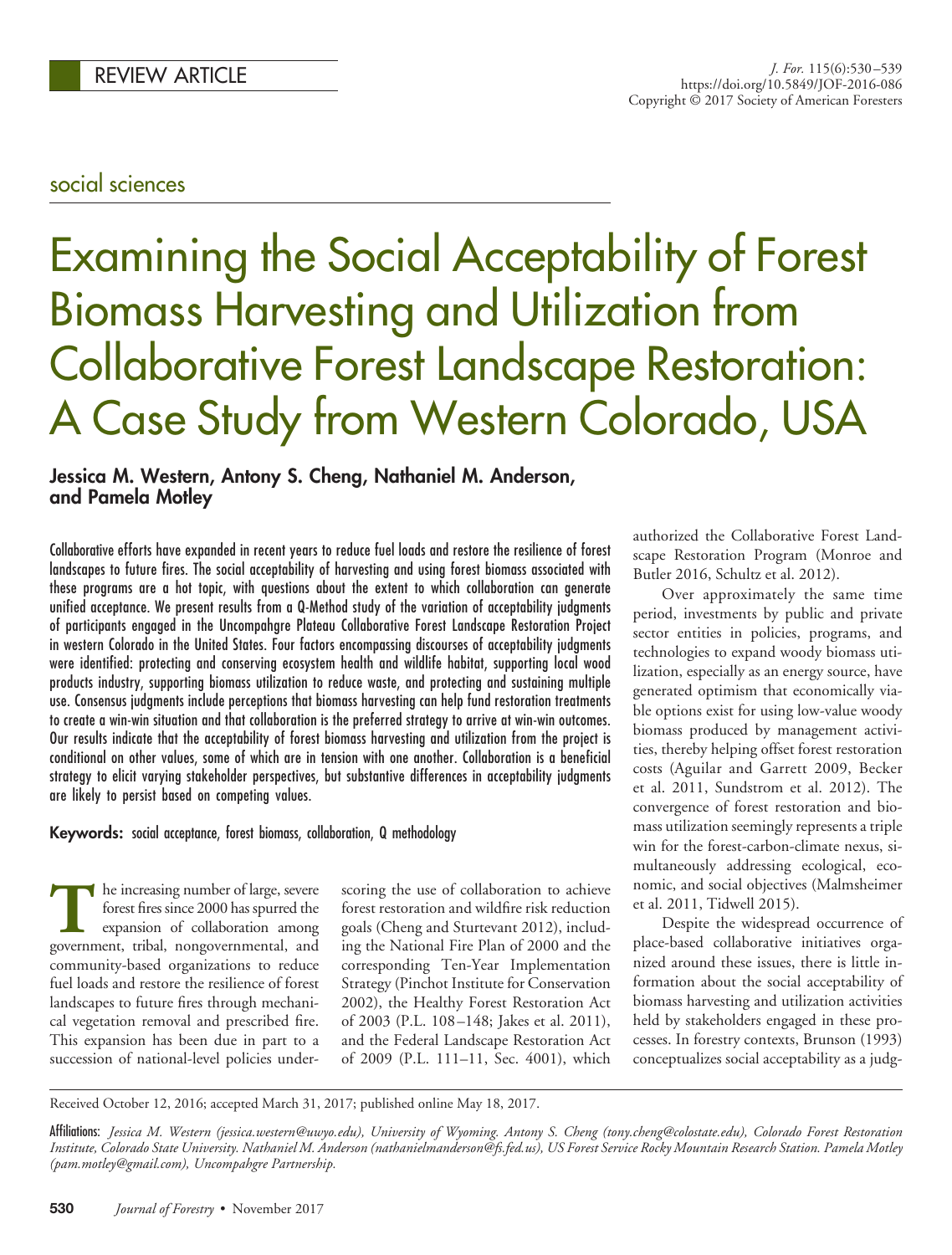REVIEW ARTICLE

social sciences

# Examining the Social Acceptability of Forest Biomass Harvesting and Utilization from Collaborative Forest Landscape Restoration: A Case Study from Western Colorado, USA

**Jessica M. Western, Antony S. Cheng, Nathaniel M. Anderson, and Pamela Motley**

Collaborative efforts have expanded in recent years to reduce fuel loads and restore the resilience of forest landscapes to future fires. The social acceptability of harvesting and using forest biomass associated with these programs are a hot topic, with questions about the extent to which collaboration can generate unified acceptance. We present results from a Q-Method study of the variation of acceptability judgments of participants engaged in the Uncompahgre Plateau Collaborative Forest Landscape Restoration Project in western Colorado in the United States. Four factors encompassing discourses of acceptability judgments were identified: protecting and conserving ecosystem health and wildlife habitat, supporting local wood products industry, supporting biomass utilization to reduce waste, and protecting and sustaining multiple use. Consensus judgments include perceptions that biomass harvesting can help fund restoration treatments to create a win-win situation and that collaboration is the preferred strategy to arrive at win-win outcomes. Our results indicate that the acceptability of forest biomass harvesting and utilization from the project is conditional on other values, some of which are in tension with one another. Collaboration is a beneficial strategy to elicit varying stakeholder perspectives, but substantive differences in acceptability judgments are likely to persist based on competing values.

**Keywords:** social acceptance, forest biomass, collaboration, Q methodology

The increasing number of large, severe forest fires since 2000 has spurred the expansion of collaboration among government, tribal, nongovernmental, and community-based organizations to reduce fuel loads and restore the resilience of forest landscapes to future fires through mechanical vegetation removal and prescribed fire. This expansion has been due in part to a succession of national-level policies underscoring the use of collaboration to achieve forest restoration and wildfire risk reduction goals (Cheng and Sturtevant 2012), including the National Fire Plan of 2000 and the corresponding Ten-Year Implementation Strategy (Pinchot Institute for Conservation 2002), the Healthy Forest Restoration Act of 2003 (P.L. 108–148; Jakes et al. 2011), and the Federal Landscape Restoration Act of 2009 (P.L. 111–11, Sec. 4001), which authorized the Collaborative Forest Landscape Restoration Program (Monroe and Butler 2016, Schultz et al. 2012).

Over approximately the same time period, investments by public and private sector entities in policies, programs, and technologies to expand woody biomass utilization, especially as an energy source, have generated optimism that economically viable options exist for using low-value woody biomass produced by management activities, thereby helping offset forest restoration costs (Aguilar and Garrett 2009, Becker et al. 2011, Sundstrom et al. 2012). The convergence of forest restoration and biomass utilization seemingly represents a triple win for the forest-carbon-climate nexus, simultaneously addressing ecological, economic, and social objectives (Malmsheimer et al. 2011, Tidwell 2015).

Despite the widespread occurrence of place-based collaborative initiatives organized around these issues, there is little information about the social acceptability of biomass harvesting and utilization activities held by stakeholders engaged in these processes. In forestry contexts, Brunson (1993) conceptualizes social acceptability as a judg-

Received October 12, 2016; accepted March 31, 2017; published online May 18, 2017.

**Affiliations:** *Jessica M. Western (jessica.western@uwyo.edu), University of Wyoming. Antony S. Cheng (tony.cheng@colostate.edu), Colorado Forest Restoration Institute, Colorado State University. Nathaniel M. Anderson (nathanielmanderson@fs.fed.us), US Forest Service Rocky Mountain Research Station. Pamela Motley (pam.motley@gmail.com), Uncompahgre Partnership.*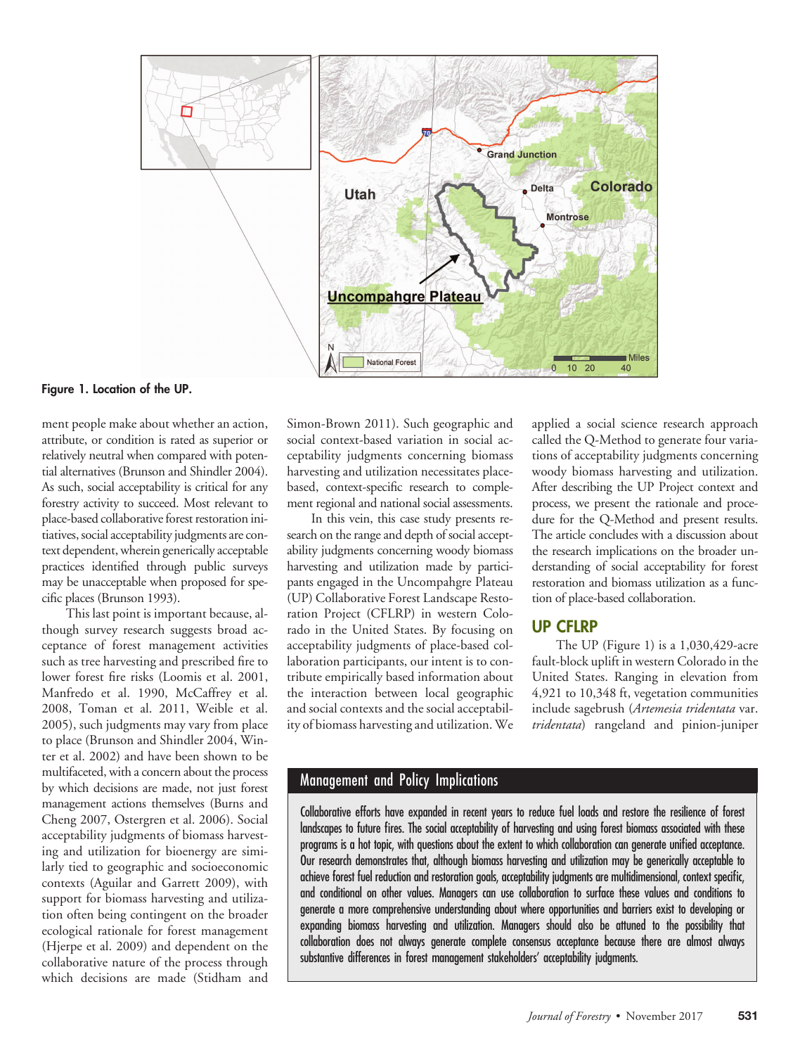Figure 1. Location of the UP.

ment people make about whether an action, attribute, or condition is rated as superior or relatively neutral when compared with potential alternatives (Brunson and Shindler 2004). As such, social acceptability is critical for any forestry activity to succeed. Most relevant to place-based collaborative forest restoration initiatives, social acceptability judgments are context dependent, wherein generically acceptable practices identified through public surveys may be unacceptable when proposed for specific places (Brunson 1993).

This last point is important because, although survey research suggests broad acceptance of forest management activities such as tree harvesting and prescribed fire to lower forest fire risks (Loomis et al. 2001, Manfredo et al. 1990, McCaffrey et al. 2008, Toman et al. 2011, Weible et al. 2005), such judgments may vary from place to place (Brunson and Shindler 2004, Winter et al. 2002) and have been shown to be multifaceted, with a concern about the process by which decisions are made, not just forest management actions themselves (Burns and Cheng 2007, Ostergren et al. 2006). Social acceptability judgments of biomass harvesting and utilization for bioenergy are similarly tied to geographic and socioeconomic contexts (Aguilar and Garrett 2009), with support for biomass harvesting and utilization often being contingent on the broader ecological rationale for forest management (Hjerpe et al. 2009) and dependent on the collaborative nature of the process through which decisions are made (Stidham and Simon-Brown 2011). Such geographic and social context-based variation in social acceptability judgments concerning biomass harvesting and utilization necessitates place-based, context-specific research to complement regional and national social assessments.

In this vein, this case study presents research on the range and depth of social acceptability judgments concerning woody biomass harvesting and utilization made by participants engaged in the Uncompahgre Plateau (UP) Collaborative Forest Landscape Restoration Project (CFLRP) in western Colorado in the United States. By focusing on acceptability judgments of place-based collaboration participants, our intent is to contribute empirically based information about the interaction between local geographic and social contexts and the social acceptability of biomass harvesting and utilization. We applied a social science research approach called the Q-Method to generate four variations of acceptability judgments concerning woody biomass harvesting and utilization. After describing the UP Project context and process, we present the rationale and procedure for the Q-Method and present results. The article concludes with a discussion about the research implications on the broader understanding of social acceptability for forest restoration and biomass utilization as a function of place-based collaboration.

## UP CFLRP

The UP (Figure 1) is a 1,030,429-acre fault-block uplift in western Colorado in the United States. Ranging in elevation from 4,921 to 10,348 ft, vegetation communities include sagebrush (*Artemesia tridentata* var. *tridentata*) rangeland and pinion-juniper

### Management and Policy Implications

Collaborative efforts have expanded in recent years to reduce fuel loads and restore the resilience of forest landscapes to future fires. The social acceptability of harvesting and using forest biomass associated with these programs is a hot topic, with questions about the extent to which collaboration can generate unified acceptance. Our research demonstrates that, although biomass harvesting and utilization may be generically acceptable to achieve forest fuel reduction and restoration goals, acceptability judgments are multidimensional, context specific, and conditional on other values. Managers can use collaboration to surface these values and conditions to generate a more comprehensive understanding about where opportunities and barriers exist to developing or expanding biomass harvesting and utilization. Managers should also be attuned to the possibility that collaboration does not always generate complete consensus acceptance because there are almost always substantive differences in forest management stakeholders' acceptability judgments.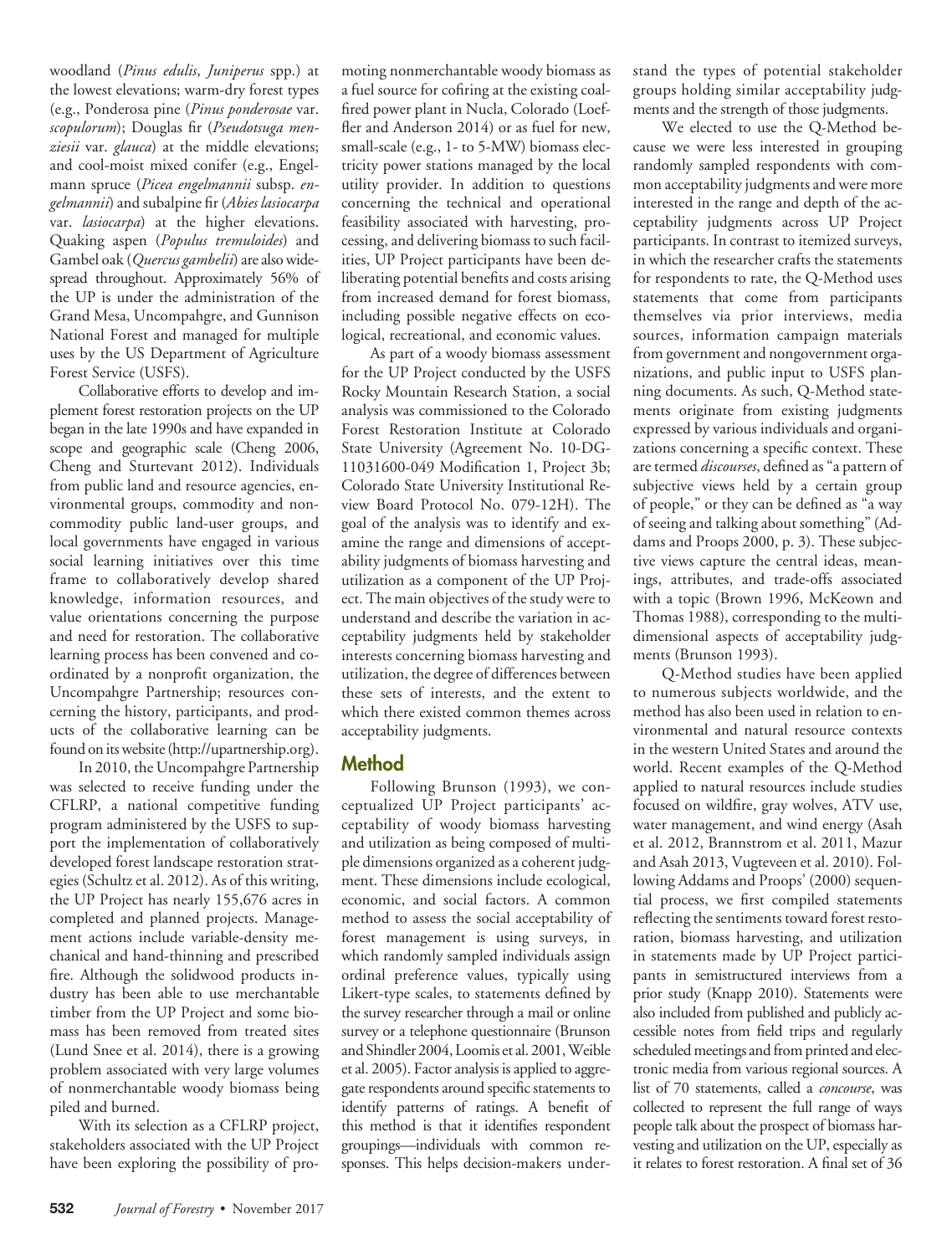woodland (*Pinus edulis*, *Juniperus* spp.) at the lowest elevations; warm-dry forest types (e.g., Ponderosa pine (*Pinus ponderosae* var. *scopulorum*); Douglas fir (*Pseudotsuga menziesii* var. *glauca*) at the middle elevations; and cool-moist mixed conifer (e.g., Engelmann spruce (*Picea engelmannii* subsp. *engelmannii*) and subalpine fir (*Abies lasiocarpa* var. *lasiocarpa*) at the higher elevations. Quaking aspen (*Populus tremuloides*) and Gambel oak (*Quercus gambelii*) are also widespread throughout. Approximately 56% of the UP is under the administration of the Grand Mesa, Uncompahgre, and Gunnison National Forest and managed for multiple uses by the US Department of Agriculture Forest Service (USFS).

Collaborative efforts to develop and implement forest restoration projects on the UP began in the late 1990s and have expanded in scope and geographic scale (Cheng 2006, Cheng and Sturtevant 2012). Individuals from public land and resource agencies, environmental groups, commodity and noncommodity public land-user groups, and local governments have engaged in various social learning initiatives over this time frame to collaboratively develop shared knowledge, information resources, and value orientations concerning the purpose and need for restoration. The collaborative learning process has been convened and coordinated by a nonprofit organization, the Uncompahgre Partnership; resources concerning the history, participants, and products of the collaborative learning can be found on its website (http://upartnership.org).

In 2010, the Uncompahgre Partnership was selected to receive funding under the CFLRP, a national competitive funding program administered by the USFS to support the implementation of collaboratively developed forest landscape restoration strategies (Schultz et al. 2012). As of this writing, the UP Project has nearly 155,676 acres in completed and planned projects. Management actions include variable-density mechanical and hand-thinning and prescribed fire. Although the solidwood products industry has been able to use merchantable timber from the UP Project and some biomass has been removed from treated sites (Lund Snee et al. 2014), there is a growing problem associated with very large volumes of nonmerchantable woody biomass being piled and burned.

With its selection as a CFLRP project, stakeholders associated with the UP Project have been exploring the possibility of promoting nonmerchantable woody biomass as a fuel source for cofiring at the existing coal-fired power plant in Nucla, Colorado (Loeffler and Anderson 2014) or as fuel for new, small-scale (e.g., 1- to 5-MW) biomass electricity power stations managed by the local utility provider. In addition to questions concerning the technical and operational feasibility associated with harvesting, processing, and delivering biomass to such facilities, UP Project participants have been deliberating potential benefits and costs arising from increased demand for forest biomass, including possible negative effects on ecological, recreational, and economic values.

As part of a woody biomass assessment for the UP Project conducted by the USFS Rocky Mountain Research Station, a social analysis was commissioned to the Colorado Forest Restoration Institute at Colorado State University (Agreement No. 10-DG-11031600-049 Modification 1, Project 3b; Colorado State University Institutional Review Board Protocol No. 079-12H). The goal of the analysis was to identify and examine the range and dimensions of acceptability judgments of biomass harvesting and utilization as a component of the UP Project. The main objectives of the study were to understand and describe the variation in acceptability judgments held by stakeholder interests concerning biomass harvesting and utilization, the degree of differences between these sets of interests, and the extent to which there existed common themes across acceptability judgments.

## Method

Following Brunson (1993), we conceptualized UP Project participants' acceptability of woody biomass harvesting and utilization as being composed of multiple dimensions organized as a coherent judgment. These dimensions include ecological, economic, and social factors. A common method to assess the social acceptability of forest management is using surveys, in which randomly sampled individuals assign ordinal preference values, typically using Likert-type scales, to statements defined by the survey researcher through a mail or online survey or a telephone questionnaire (Brunson and Shindler 2004, Loomis et al. 2001, Weible et al. 2005). Factor analysis is applied to aggregate respondents around specific statements to identify patterns of ratings. A benefit of this method is that it identifies respondent groupings—individuals with common responses. This helps decision-makers understand the types of potential stakeholder groups holding similar acceptability judgments and the strength of those judgments.

We elected to use the Q-Method because we were less interested in grouping randomly sampled respondents with common acceptability judgments and were more interested in the range and depth of the acceptability judgments across UP Project participants. In contrast to itemized surveys, in which the researcher crafts the statements for respondents to rate, the Q-Method uses statements that come from participants themselves via prior interviews, media sources, information campaign materials from government and nongovernment organizations, and public input to USFS planning documents. As such, Q-Method statements originate from existing judgments expressed by various individuals and organizations concerning a specific context. These are termed *discourses*, defined as "a pattern of subjective views held by a certain group of people," or they can be defined as "a way of seeing and talking about something" (Addams and Proops 2000, p. 3). These subjective views capture the central ideas, meanings, attributes, and trade-offs associated with a topic (Brown 1996, McKeown and Thomas 1988), corresponding to the multidimensional aspects of acceptability judgments (Brunson 1993).

Q-Method studies have been applied to numerous subjects worldwide, and the method has also been used in relation to environmental and natural resource contexts in the western United States and around the world. Recent examples of the Q-Method applied to natural resources include studies focused on wildfire, gray wolves, ATV use, water management, and wind energy (Asah et al. 2012, Brannstrom et al. 2011, Mazur and Asah 2013, Vugteveen et al. 2010). Following Addams and Proops' (2000) sequential process, we first compiled statements reflecting the sentiments toward forest restoration, biomass harvesting, and utilization in statements made by UP Project participants in semistructured interviews from a prior study (Knapp 2010). Statements were also included from published and publicly accessible notes from field trips and regularly scheduled meetings and from printed and electronic media from various regional sources. A list of 70 statements, called a *concourse*, was collected to represent the full range of ways people talk about the prospect of biomass harvesting and utilization on the UP, especially as it relates to forest restoration. A final set of 36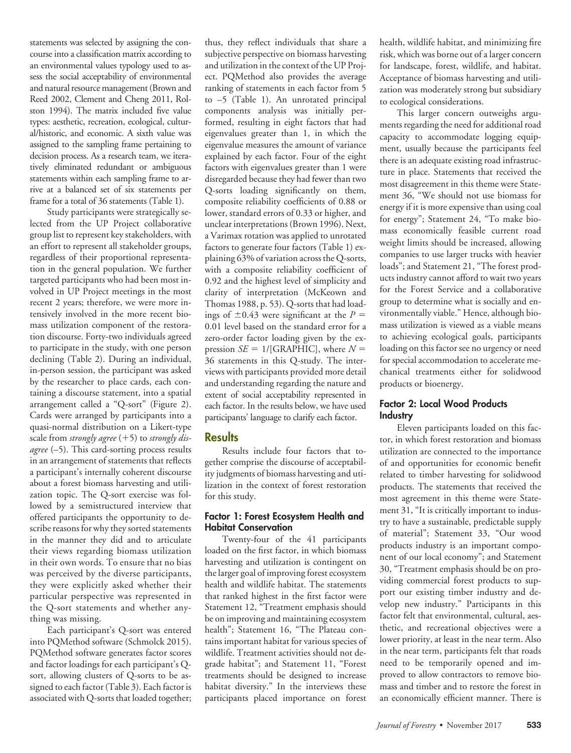statements was selected by assigning the concourse into a classification matrix according to an environmental values typology used to assess the social acceptability of environmental and natural resource management (Brown and Reed 2002, Clement and Cheng 2011, Rolston 1994). The matrix included five value types: aesthetic, recreation, ecological, cultural/historic, and economic. A sixth value was assigned to the sampling frame pertaining to decision process. As a research team, we iteratively eliminated redundant or ambiguous statements within each sampling frame to arrive at a balanced set of six statements per frame for a total of 36 statements (Table 1).

Study participants were strategically selected from the UP Project collaborative group list to represent key stakeholders, with an effort to represent all stakeholder groups, regardless of their proportional representation in the general population. We further targeted participants who had been most involved in UP Project meetings in the most recent 2 years; therefore, we were more intensively involved in the more recent biomass utilization component of the restoration discourse. Forty-two individuals agreed to participate in the study, with one person declining (Table 2). During an individual, in-person session, the participant was asked by the researcher to place cards, each containing a discourse statement, into a spatial arrangement called a "Q-sort" (Figure 2). Cards were arranged by participants into a quasi-normal distribution on a Likert-type scale from *strongly agree* (+5) to *strongly disagree* (–5). This card-sorting process results in an arrangement of statements that reflects a participant's internally coherent discourse about a forest biomass harvesting and utilization topic. The Q-sort exercise was followed by a semistructured interview that offered participants the opportunity to describe reasons for why they sorted statements in the manner they did and to articulate their views regarding biomass utilization in their own words. To ensure that no bias was perceived by the diverse participants, they were explicitly asked whether their particular perspective was represented in the Q-sort statements and whether anything was missing.

Each participant's Q-sort was entered into PQMethod software (Schmolck 2015). PQMethod software generates factor scores and factor loadings for each participant's Q-sort, allowing clusters of Q-sorts to be assigned to each factor (Table 3). Each factor is associated with Q-sorts that loaded together; thus, they reflect individuals that share a subjective perspective on biomass harvesting and utilization in the context of the UP Project. PQMethod also provides the average ranking of statements in each factor from 5 to –5 (Table 1). An unrotated principal components analysis was initially performed, resulting in eight factors that had eigenvalues greater than 1, in which the eigenvalue measures the amount of variance explained by each factor. Four of the eight factors with eigenvalues greater than 1 were disregarded because they had fewer than two Q-sorts loading significantly on them, composite reliability coefficients of 0.88 or lower, standard errors of 0.33 or higher, and unclear interpretations (Brown 1996). Next, a Varimax rotation was applied to unrotated factors to generate four factors (Table 1) explaining 63% of variation across the Q-sorts, with a composite reliability coefficient of 0.92 and the highest level of simplicity and clarity of interpretation (McKeown and Thomas 1988, p. 53). Q-sorts that had loadings of $\pm 0.43$ were significant at the $P = 0.01$ level based on the standard error for a zero-order factor loading given by the expression $SE = 1/$[GRAPHIC], where $N = 36$ statements in this Q-study. The interviews with participants provided more detail and understanding regarding the nature and extent of social acceptability represented in each factor. In the results below, we have used participants' language to clarify each factor.

## Results

Results include four factors that together comprise the discourse of acceptability judgments of biomass harvesting and utilization in the context of forest restoration for this study.

### Factor 1: Forest Ecosystem Health and Habitat Conservation

Twenty-four of the 41 participants loaded on the first factor, in which biomass harvesting and utilization is contingent on the larger goal of improving forest ecosystem health and wildlife habitat. The statements that ranked highest in the first factor were Statement 12, "Treatment emphasis should be on improving and maintaining ecosystem health"; Statement 16, "The Plateau contains important habitat for various species of wildlife. Treatment activities should not degrade habitat"; and Statement 11, "Forest treatments should be designed to increase habitat diversity." In the interviews these participants placed importance on forest health, wildlife habitat, and minimizing fire risk, which was borne out of a larger concern for landscape, forest, wildlife, and habitat. Acceptance of biomass harvesting and utilization was moderately strong but subsidiary to ecological considerations.

This larger concern outweighs arguments regarding the need for additional road capacity to accommodate logging equipment, usually because the participants feel there is an adequate existing road infrastructure in place. Statements that received the most disagreement in this theme were Statement 36, "We should not use biomass for energy if it is more expensive than using coal for energy"; Statement 24, "To make biomass economically feasible current road weight limits should be increased, allowing companies to use larger trucks with heavier loads"; and Statement 21, "The forest products industry cannot afford to wait two years for the Forest Service and a collaborative group to determine what is socially and environmentally viable." Hence, although biomass utilization is viewed as a viable means to achieving ecological goals, participants loading on this factor see no urgency or need for special accommodation to accelerate mechanical treatments either for solidwood products or bioenergy.

### Factor 2: Local Wood Products Industry

Eleven participants loaded on this factor, in which forest restoration and biomass utilization are connected to the importance of and opportunities for economic benefit related to timber harvesting for solidwood products. The statements that received the most agreement in this theme were Statement 31, "It is critically important to industry to have a sustainable, predictable supply of material"; Statement 33, "Our wood products industry is an important component of our local economy"; and Statement 30, "Treatment emphasis should be on providing commercial forest products to support our existing timber industry and develop new industry." Participants in this factor felt that environmental, cultural, aesthetic, and recreational objectives were a lower priority, at least in the near term. Also in the near term, participants felt that roads need to be temporarily opened and improved to allow contractors to remove biomass and timber and to restore the forest in an economically efficient manner. There is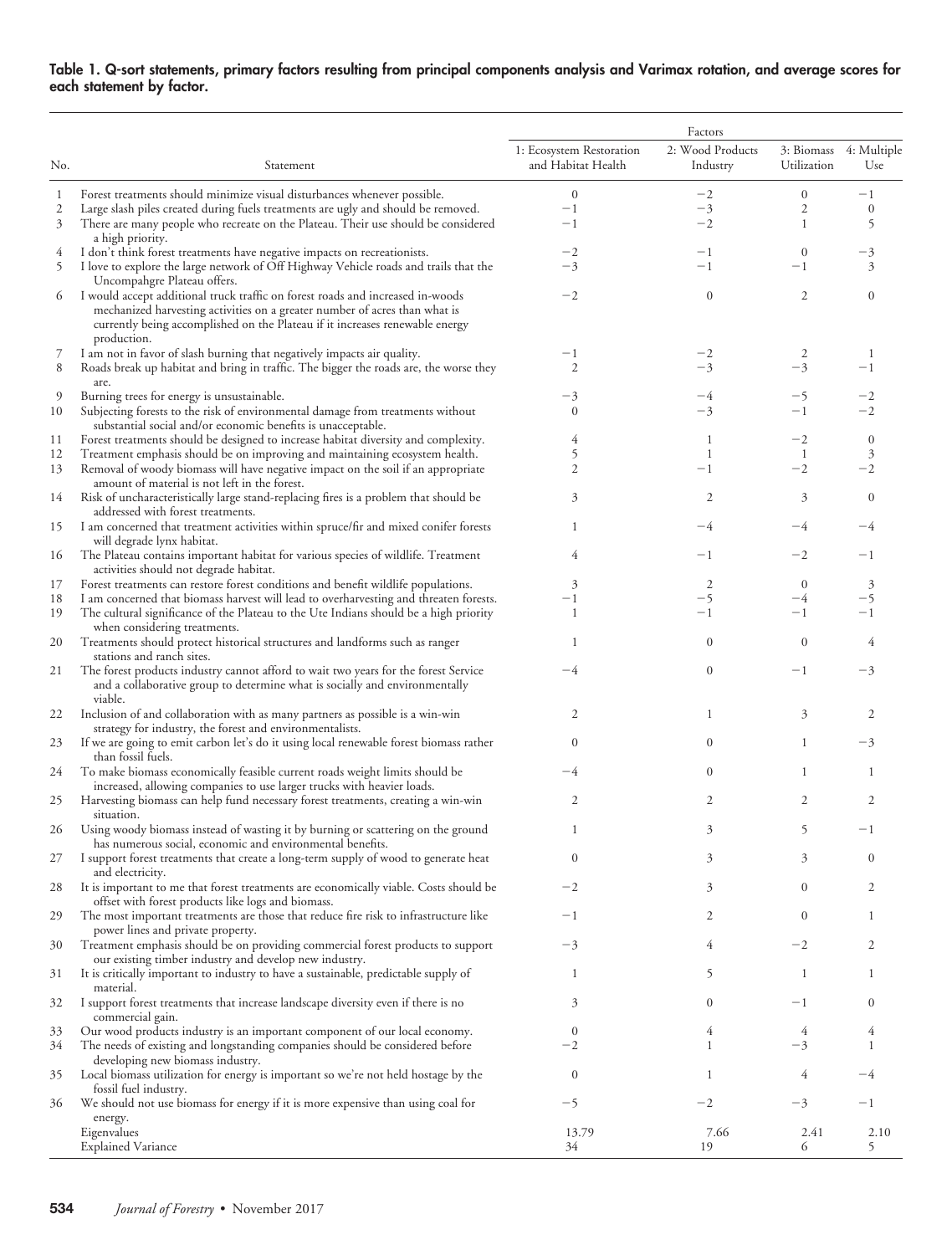**Table 1. Q-sort statements, primary factors resulting from principal components analysis and Varimax rotation, and average scores for each statement by factor.**

| No. | Statement | Factors | | | |
|---|---|---|---|---|---|
| | | 1: Ecosystem Restoration and Habitat Health | 2: Wood Products Industry | 3: Biomass Utilization | 4: Multiple Use |
| 1 | Forest treatments should minimize visual disturbances whenever possible. | 0 | −2 | 0 | −1 |
| 2 | Large slash piles created during fuels treatments are ugly and should be removed. | −1 | −3 | 2 | 0 |
| 3 | There are many people who recreate on the Plateau. Their use should be considered a high priority. | −1 | −2 | 1 | 5 |
| 4 | I don't think forest treatments have negative impacts on recreationists. | −2 | −1 | 0 | −3 |
| 5 | I love to explore the large network of Off Highway Vehicle roads and trails that the Uncompahgre Plateau offers. | −3 | −1 | −1 | 3 |
| 6 | I would accept additional truck traffic on forest roads and increased in-woods mechanized harvesting activities on a greater number of acres than what is currently being accomplished on the Plateau if it increases renewable energy production. | −2 | 0 | 2 | 0 |
| 7 | I am not in favor of slash burning that negatively impacts air quality. | −1 | −2 | 2 | 1 |
| 8 | Roads break up habitat and bring in traffic. The bigger the roads are, the worse they are. | 2 | −3 | −3 | −1 |
| 9 | Burning trees for energy is unsustainable. | −3 | −4 | −5 | −2 |
| 10 | Subjecting forests to the risk of environmental damage from treatments without substantial social and/or economic benefits is unacceptable. | 0 | −3 | −1 | −2 |
| 11 | Forest treatments should be designed to increase habitat diversity and complexity. | 4 | 1 | −2 | 0 |
| 12 | Treatment emphasis should be on improving and maintaining ecosystem health. | 5 | 1 | 1 | 3 |
| 13 | Removal of woody biomass will have negative impact on the soil if an appropriate amount of material is not left in the forest. | 2 | −1 | −2 | −2 |
| 14 | Risk of uncharacteristically large stand-replacing fires is a problem that should be addressed with forest treatments. | 3 | 2 | 3 | 0 |
| 15 | I am concerned that treatment activities within spruce/fir and mixed conifer forests will degrade lynx habitat. | 1 | −4 | −4 | −4 |
| 16 | The Plateau contains important habitat for various species of wildlife. Treatment activities should not degrade habitat. | 4 | −1 | −2 | −1 |
| 17 | Forest treatments can restore forest conditions and benefit wildlife populations. | 3 | 2 | 0 | 3 |
| 18 | I am concerned that biomass harvest will lead to overharvesting and threaten forests. | −1 | −5 | −4 | −5 |
| 19 | The cultural significance of the Plateau to the Ute Indians should be a high priority when considering treatments. | 1 | −1 | −1 | −1 |
| 20 | Treatments should protect historical structures and landforms such as ranger stations and ranch sites. | 1 | 0 | 0 | 4 |
| 21 | The forest products industry cannot afford to wait two years for the forest Service and a collaborative group to determine what is socially and environmentally viable. | −4 | 0 | −1 | −3 |
| 22 | Inclusion of and collaboration with as many partners as possible is a win-win strategy for industry, the forest and environmentalists. | 2 | 1 | 3 | 2 |
| 23 | If we are going to emit carbon let's do it using local renewable forest biomass rather than fossil fuels. | 0 | 0 | 1 | −3 |
| 24 | To make biomass economically feasible current roads weight limits should be increased, allowing companies to use larger trucks with heavier loads. | −4 | 0 | 1 | 1 |
| 25 | Harvesting biomass can help fund necessary forest treatments, creating a win-win situation. | 2 | 2 | 2 | 2 |
| 26 | Using woody biomass instead of wasting it by burning or scattering on the ground has numerous social, economic and environmental benefits. | 1 | 3 | 5 | −1 |
| 27 | I support forest treatments that create a long-term supply of wood to generate heat and electricity. | 0 | 3 | 3 | 0 |
| 28 | It is important to me that forest treatments are economically viable. Costs should be offset with forest products like logs and biomass. | −2 | 3 | 0 | 2 |
| 29 | The most important treatments are those that reduce fire risk to infrastructure like power lines and private property. | −1 | 2 | 0 | 1 |
| 30 | Treatment emphasis should be on providing commercial forest products to support our existing timber industry and develop new industry. | −3 | 4 | −2 | 2 |
| 31 | It is critically important to industry to have a sustainable, predictable supply of material. | 1 | 5 | 1 | 1 |
| 32 | I support forest treatments that increase landscape diversity even if there is no commercial gain. | 3 | 0 | −1 | 0 |
| 33 | Our wood products industry is an important component of our local economy. | 0 | 4 | 4 | 4 |
| 34 | The needs of existing and longstanding companies should be considered before developing new biomass industry. | −2 | 1 | −3 | 1 |
| 35 | Local biomass utilization for energy is important so we're not held hostage by the fossil fuel industry. | 0 | 1 | 4 | −4 |
| 36 | We should not use biomass for energy if it is more expensive than using coal for energy. | −5 | −2 | −3 | −1 |
| | Eigenvalues | 13.79 | 7.66 | 2.41 | 2.10 |
| | Explained Variance | 34 | 19 | 6 | 5 |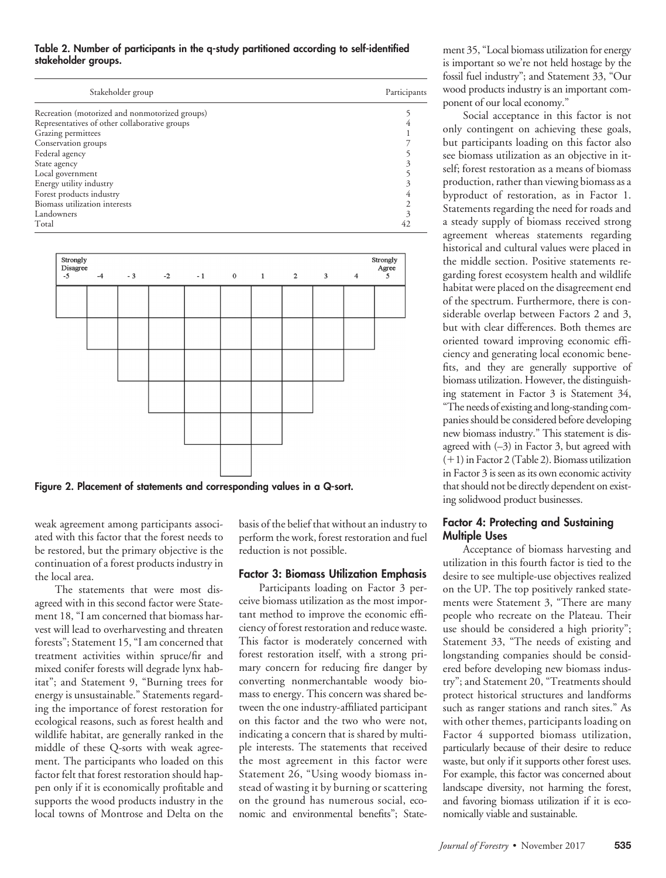**Table 2. Number of participants in the q-study partitioned according to self-identified stakeholder groups.**

| Stakeholder group | Participants |
|---|---|
| Recreation (motorized and nonmotorized groups) | 5 |
| Representatives of other collaborative groups | 4 |
| Grazing permittees | 1 |
| Conservation groups | 7 |
| Federal agency | 5 |
| State agency | 3 |
| Local government | 5 |
| Energy utility industry | 3 |
| Forest products industry | 4 |
| Biomass utilization interests | 2 |
| Landowners | 3 |
| Total | 42 |

Strongly Disagree
-5 -4 -3 -2 -1 0 1 2 3 4 5
Strongly Agree

Figure 2. Placement of statements and corresponding values in a Q-sort.

weak agreement among participants associated with this factor that the forest needs to be restored, but the primary objective is the continuation of a forest products industry in the local area.

The statements that were most disagreed with in this second factor were Statement 18, "I am concerned that biomass harvest will lead to overharvesting and threaten forests"; Statement 15, "I am concerned that treatment activities within spruce/fir and mixed conifer forests will degrade lynx habitat"; and Statement 9, "Burning trees for energy is unsustainable." Statements regarding the importance of forest restoration for ecological reasons, such as forest health and wildlife habitat, are generally ranked in the middle of these Q-sorts with weak agreement. The participants who loaded on this factor felt that forest restoration should happen only if it is economically profitable and supports the wood products industry in the local towns of Montrose and Delta on the basis of the belief that without an industry to perform the work, forest restoration and fuel reduction is not possible.

### Factor 3: Biomass Utilization Emphasis

Participants loading on Factor 3 perceive biomass utilization as the most important method to improve the economic efficiency of forest restoration and reduce waste. This factor is moderately concerned with forest restoration itself, with a strong primary concern for reducing fire danger by converting nonmerchantable woody biomass to energy. This concern was shared between the one industry-affiliated participant on this factor and the two who were not, indicating a concern that is shared by multiple interests. The statements that received the most agreement in this factor were Statement 26, "Using woody biomass instead of wasting it by burning or scattering on the ground has numerous social, economic and environmental benefits"; Statement 35, "Local biomass utilization for energy is important so we're not held hostage by the fossil fuel industry"; and Statement 33, "Our wood products industry is an important component of our local economy."

Social acceptance in this factor is not only contingent on achieving these goals, but participants loading on this factor also see biomass utilization as an objective in itself; forest restoration as a means of biomass production, rather than viewing biomass as a byproduct of restoration, as in Factor 1. Statements regarding the need for roads and a steady supply of biomass received strong agreement whereas statements regarding historical and cultural values were placed in the middle section. Positive statements regarding forest ecosystem health and wildlife habitat were placed on the disagreement end of the spectrum. Furthermore, there is considerable overlap between Factors 2 and 3, but with clear differences. Both themes are oriented toward improving economic efficiency and generating local economic benefits, and they are generally supportive of biomass utilization. However, the distinguishing statement in Factor 3 is Statement 34, "The needs of existing and long-standing companies should be considered before developing new biomass industry." This statement is disagreed with (–3) in Factor 3, but agreed with (+1) in Factor 2 (Table 2). Biomass utilization in Factor 3 is seen as its own economic activity that should not be directly dependent on existing solidwood product businesses.

### Factor 4: Protecting and Sustaining Multiple Uses

Acceptance of biomass harvesting and utilization in this fourth factor is tied to the desire to see multiple-use objectives realized on the UP. The top positively ranked statements were Statement 3, "There are many people who recreate on the Plateau. Their use should be considered a high priority"; Statement 33, "The needs of existing and longstanding companies should be considered before developing new biomass industry"; and Statement 20, "Treatments should protect historical structures and landforms such as ranger stations and ranch sites." As with other themes, participants loading on Factor 4 supported biomass utilization, particularly because of their desire to reduce waste, but only if it supports other forest uses. For example, this factor was concerned about landscape diversity, not harming the forest, and favoring biomass utilization if it is economically viable and sustainable.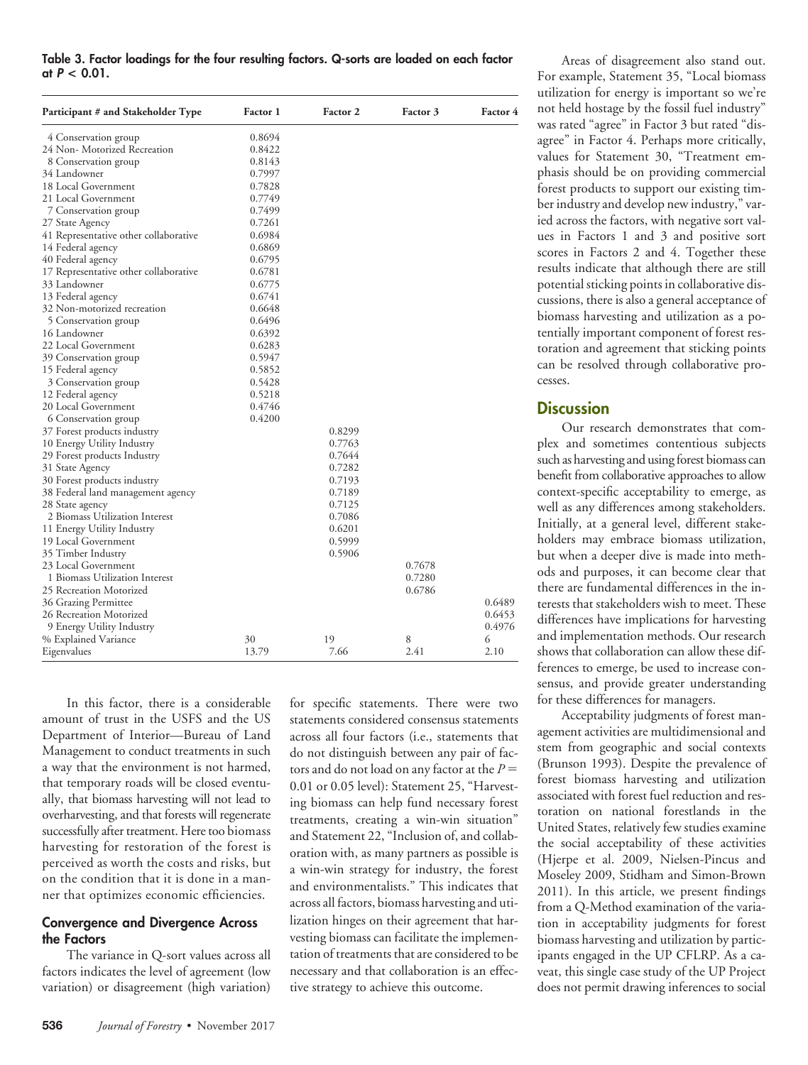**Table 3. Factor loadings for the four resulting factors. Q-sorts are loaded on each factor at $P < 0.01$.**

| Participant # and Stakeholder Type | Factor 1 | Factor 2 | Factor 3 | Factor 4 |
|---|---|---|---|---|
| 4 Conservation group | 0.8694 | | | |
| 24 Non- Motorized Recreation | 0.8422 | | | |
| 8 Conservation group | 0.8143 | | | |
| 34 Landowner | 0.7997 | | | |
| 18 Local Government | 0.7828 | | | |
| 21 Local Government | 0.7749 | | | |
| 7 Conservation group | 0.7499 | | | |
| 27 State Agency | 0.7261 | | | |
| 41 Representative other collaborative | 0.6984 | | | |
| 14 Federal agency | 0.6869 | | | |
| 40 Federal agency | 0.6795 | | | |
| 17 Representative other collaborative | 0.6781 | | | |
| 33 Landowner | 0.6775 | | | |
| 13 Federal agency | 0.6741 | | | |
| 32 Non-motorized recreation | 0.6648 | | | |
| 5 Conservation group | 0.6496 | | | |
| 16 Landowner | 0.6392 | | | |
| 22 Local Government | 0.6283 | | | |
| 39 Conservation group | 0.5947 | | | |
| 15 Federal agency | 0.5852 | | | |
| 3 Conservation group | 0.5428 | | | |
| 12 Federal agency | 0.5218 | | | |
| 20 Local Government | 0.4746 | | | |
| 6 Conservation group | 0.4200 | | | |
| 37 Forest products industry | | 0.8299 | | |
| 10 Energy Utility Industry | | 0.7763 | | |
| 29 Forest products Industry | | 0.7644 | | |
| 31 State Agency | | 0.7282 | | |
| 30 Forest products industry | | 0.7193 | | |
| 38 Federal land management agency | | 0.7189 | | |
| 28 State agency | | 0.7125 | | |
| 2 Biomass Utilization Interest | | 0.7086 | | |
| 11 Energy Utility Industry | | 0.6201 | | |
| 19 Local Government | | 0.5999 | | |
| 35 Timber Industry | | 0.5906 | | |
| 23 Local Government | | | 0.7678 | |
| 1 Biomass Utilization Interest | | | 0.7280 | |
| 25 Recreation Motorized | | | 0.6786 | |
| 36 Grazing Permittee | | | | 0.6489 |
| 26 Recreation Motorized | | | | 0.6453 |
| 9 Energy Utility Industry | | | | 0.4976 |
| % Explained Variance | 30 | 19 | 8 | 6 |
| Eigenvalues | 13.79 | 7.66 | 2.41 | 2.10 |

In this factor, there is a considerable amount of trust in the USFS and the US Department of Interior—Bureau of Land Management to conduct treatments in such a way that the environment is not harmed, that temporary roads will be closed eventually, that biomass harvesting will not lead to overharvesting, and that forests will regenerate successfully after treatment. Here too biomass harvesting for restoration of the forest is perceived as worth the costs and risks, but on the condition that it is done in a manner that optimizes economic efficiencies.

### Convergence and Divergence Across the Factors

The variance in Q-sort values across all factors indicates the level of agreement (low variation) or disagreement (high variation) for specific statements. There were two statements considered consensus statements across all four factors (i.e., statements that do not distinguish between any pair of factors and do not load on any factor at the $P = 0.01$ or 0.05 level): Statement 25, "Harvesting biomass can help fund necessary forest treatments, creating a win-win situation" and Statement 22, "Inclusion of, and collaboration with, as many partners as possible is a win-win strategy for industry, the forest and environmentalists." This indicates that across all factors, biomass harvesting and utilization hinges on their agreement that harvesting biomass can facilitate the implementation of treatments that are considered to be necessary and that collaboration is an effective strategy to achieve this outcome.

Areas of disagreement also stand out. For example, Statement 35, "Local biomass utilization for energy is important so we're not held hostage by the fossil fuel industry" was rated "agree" in Factor 3 but rated "disagree" in Factor 4. Perhaps more critically, values for Statement 30, "Treatment emphasis should be on providing commercial forest products to support our existing timber industry and develop new industry," varied across the factors, with negative sort values in Factors 1 and 3 and positive sort scores in Factors 2 and 4. Together these results indicate that although there are still potential sticking points in collaborative discussions, there is also a general acceptance of biomass harvesting and utilization as a potentially important component of forest restoration and agreement that sticking points can be resolved through collaborative processes.

## Discussion

Our research demonstrates that complex and sometimes contentious subjects such as harvesting and using forest biomass can benefit from collaborative approaches to allow context-specific acceptability to emerge, as well as any differences among stakeholders. Initially, at a general level, different stakeholders may embrace biomass utilization, but when a deeper dive is made into methods and purposes, it can become clear that there are fundamental differences in the interests that stakeholders wish to meet. These differences have implications for harvesting and implementation methods. Our research shows that collaboration can allow these differences to emerge, be used to increase consensus, and provide greater understanding for these differences for managers.

Acceptability judgments of forest management activities are multidimensional and stem from geographic and social contexts (Brunson 1993). Despite the prevalence of forest biomass harvesting and utilization associated with forest fuel reduction and restoration on national forestlands in the United States, relatively few studies examine the social acceptability of these activities (Hjerpe et al. 2009, Nielsen-Pincus and Moseley 2009, Stidham and Simon-Brown 2011). In this article, we present findings from a Q-Method examination of the variation in acceptability judgments for forest biomass harvesting and utilization by participants engaged in the UP CFLRP. As a caveat, this single case study of the UP Project does not permit drawing inferences to social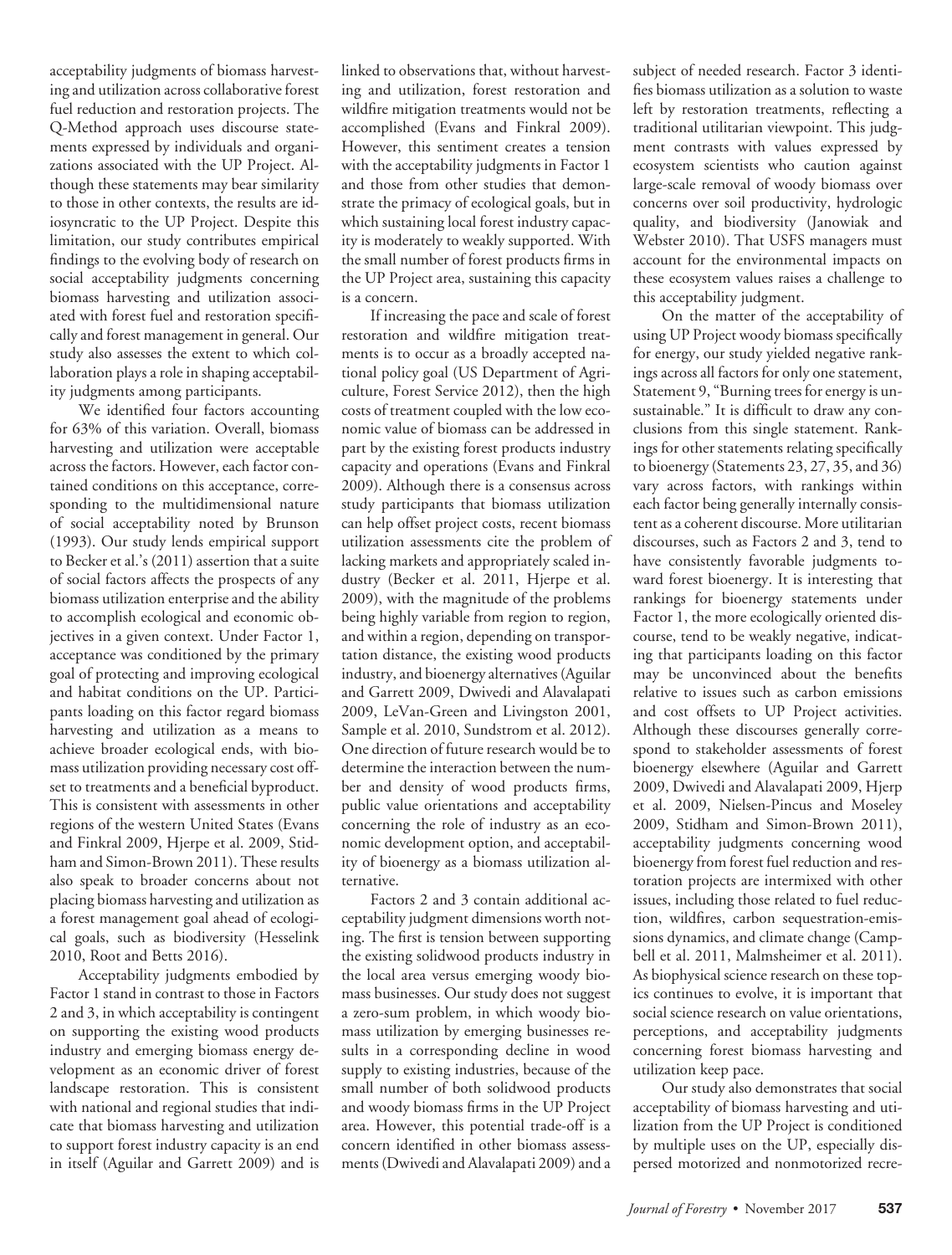acceptability judgments of biomass harvesting and utilization across collaborative forest fuel reduction and restoration projects. The Q-Method approach uses discourse statements expressed by individuals and organizations associated with the UP Project. Although these statements may bear similarity to those in other contexts, the results are idiosyncratic to the UP Project. Despite this limitation, our study contributes empirical findings to the evolving body of research on social acceptability judgments concerning biomass harvesting and utilization associated with forest fuel and restoration specifically and forest management in general. Our study also assesses the extent to which collaboration plays a role in shaping acceptability judgments among participants.

We identified four factors accounting for 63% of this variation. Overall, biomass harvesting and utilization were acceptable across the factors. However, each factor contained conditions on this acceptance, corresponding to the multidimensional nature of social acceptability noted by Brunson (1993). Our study lends empirical support to Becker et al.'s (2011) assertion that a suite of social factors affects the prospects of any biomass utilization enterprise and the ability to accomplish ecological and economic objectives in a given context. Under Factor 1, acceptance was conditioned by the primary goal of protecting and improving ecological and habitat conditions on the UP. Participants loading on this factor regard biomass harvesting and utilization as a means to achieve broader ecological ends, with biomass utilization providing necessary cost offset to treatments and a beneficial byproduct. This is consistent with assessments in other regions of the western United States (Evans and Finkral 2009, Hjerpe et al. 2009, Stidham and Simon-Brown 2011). These results also speak to broader concerns about not placing biomass harvesting and utilization as a forest management goal ahead of ecological goals, such as biodiversity (Hesselink 2010, Root and Betts 2016).

Acceptability judgments embodied by Factor 1 stand in contrast to those in Factors 2 and 3, in which acceptability is contingent on supporting the existing wood products industry and emerging biomass energy development as an economic driver of forest landscape restoration. This is consistent with national and regional studies that indicate that biomass harvesting and utilization to support forest industry capacity is an end in itself (Aguilar and Garrett 2009) and is linked to observations that, without harvesting and utilization, forest restoration and wildfire mitigation treatments would not be accomplished (Evans and Finkral 2009). However, this sentiment creates a tension with the acceptability judgments in Factor 1 and those from other studies that demonstrate the primacy of ecological goals, but in which sustaining local forest industry capacity is moderately to weakly supported. With the small number of forest products firms in the UP Project area, sustaining this capacity is a concern.

If increasing the pace and scale of forest restoration and wildfire mitigation treatments is to occur as a broadly accepted national policy goal (US Department of Agriculture, Forest Service 2012), then the high costs of treatment coupled with the low economic value of biomass can be addressed in part by the existing forest products industry capacity and operations (Evans and Finkral 2009). Although there is a consensus across study participants that biomass utilization can help offset project costs, recent biomass utilization assessments cite the problem of lacking markets and appropriately scaled industry (Becker et al. 2011, Hjerpe et al. 2009), with the magnitude of the problems being highly variable from region to region, and within a region, depending on transportation distance, the existing wood products industry, and bioenergy alternatives (Aguilar and Garrett 2009, Dwivedi and Alavalapati 2009, LeVan-Green and Livingston 2001, Sample et al. 2010, Sundstrom et al. 2012). One direction of future research would be to determine the interaction between the number and density of wood products firms, public value orientations and acceptability concerning the role of industry as an economic development option, and acceptability of bioenergy as a biomass utilization alternative.

Factors 2 and 3 contain additional acceptability judgment dimensions worth noting. The first is tension between supporting the existing solidwood products industry in the local area versus emerging woody biomass businesses. Our study does not suggest a zero-sum problem, in which woody biomass utilization by emerging businesses results in a corresponding decline in wood supply to existing industries, because of the small number of both solidwood products and woody biomass firms in the UP Project area. However, this potential trade-off is a concern identified in other biomass assessments (Dwivedi and Alavalapati 2009) and a subject of needed research. Factor 3 identifies biomass utilization as a solution to waste left by restoration treatments, reflecting a traditional utilitarian viewpoint. This judgment contrasts with values expressed by ecosystem scientists who caution against large-scale removal of woody biomass over concerns over soil productivity, hydrologic quality, and biodiversity (Janowiak and Webster 2010). That USFS managers must account for the environmental impacts on these ecosystem values raises a challenge to this acceptability judgment.

On the matter of the acceptability of using UP Project woody biomass specifically for energy, our study yielded negative rankings across all factors for only one statement, Statement 9, "Burning trees for energy is unsustainable." It is difficult to draw any conclusions from this single statement. Rankings for other statements relating specifically to bioenergy (Statements 23, 27, 35, and 36) vary across factors, with rankings within each factor being generally internally consistent as a coherent discourse. More utilitarian discourses, such as Factors 2 and 3, tend to have consistently favorable judgments toward forest bioenergy. It is interesting that rankings for bioenergy statements under Factor 1, the more ecologically oriented discourse, tend to be weakly negative, indicating that participants loading on this factor may be unconvinced about the benefits relative to issues such as carbon emissions and cost offsets to UP Project activities. Although these discourses generally correspond to stakeholder assessments of forest bioenergy elsewhere (Aguilar and Garrett 2009, Dwivedi and Alavalapati 2009, Hjerp et al. 2009, Nielsen-Pincus and Moseley 2009, Stidham and Simon-Brown 2011), acceptability judgments concerning wood bioenergy from forest fuel reduction and restoration projects are intermixed with other issues, including those related to fuel reduction, wildfires, carbon sequestration-emissions dynamics, and climate change (Campbell et al. 2011, Malmsheimer et al. 2011). As biophysical science research on these topics continues to evolve, it is important that social science research on value orientations, perceptions, and acceptability judgments concerning forest biomass harvesting and utilization keep pace.

Our study also demonstrates that social acceptability of biomass harvesting and utilization from the UP Project is conditioned by multiple uses on the UP, especially dispersed motorized and nonmotorized recre-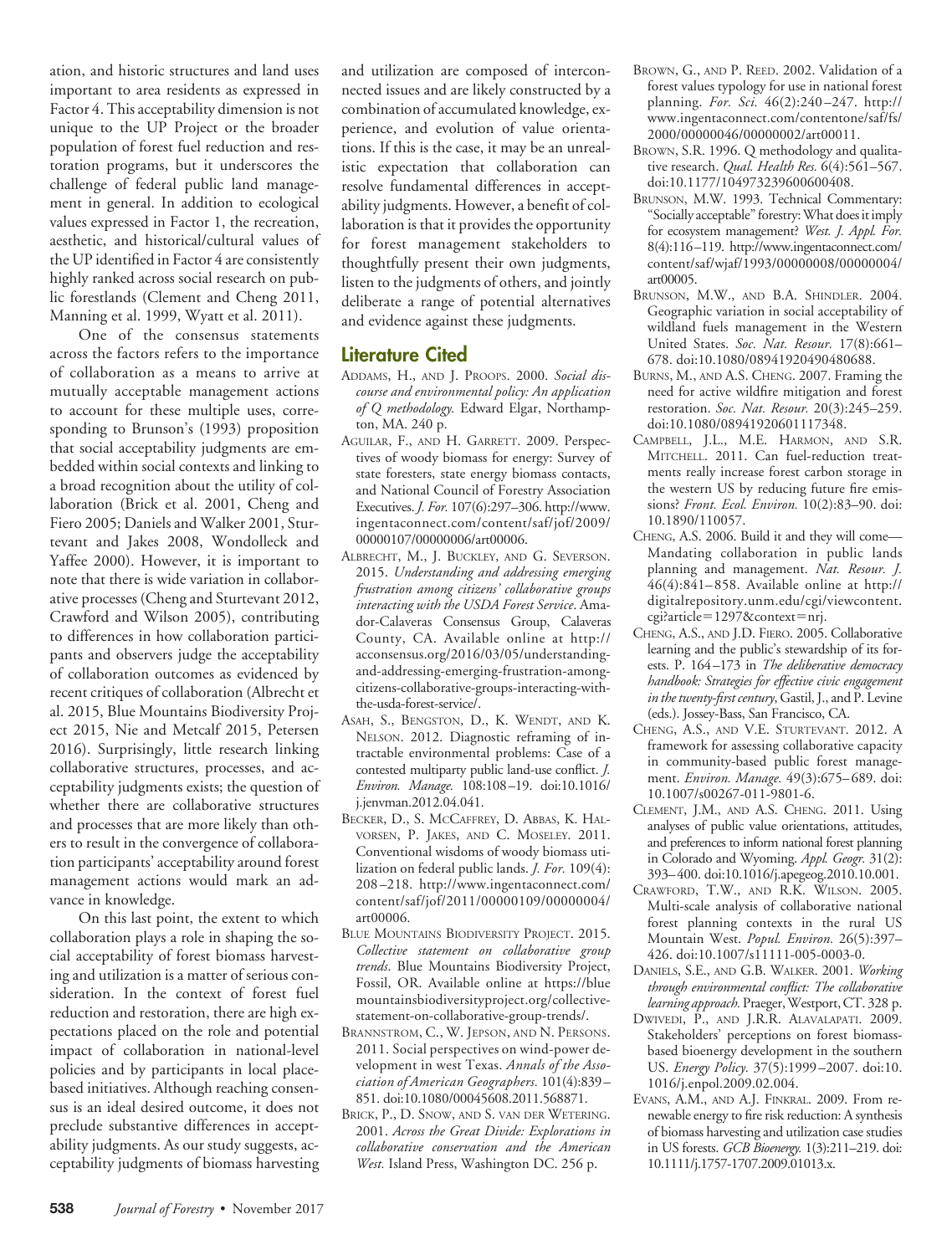ation, and historic structures and land uses important to area residents as expressed in Factor 4. This acceptability dimension is not unique to the UP Project or the broader population of forest fuel reduction and restoration programs, but it underscores the challenge of federal public land management in general. In addition to ecological values expressed in Factor 1, the recreation, aesthetic, and historical/cultural values of the UP identified in Factor 4 are consistently highly ranked across social research on public forestlands (Clement and Cheng 2011, Manning et al. 1999, Wyatt et al. 2011).

One of the consensus statements across the factors refers to the importance of collaboration as a means to arrive at mutually acceptable management actions to account for these multiple uses, corresponding to Brunson's (1993) proposition that social acceptability judgments are embedded within social contexts and linking to a broad recognition about the utility of collaboration (Brick et al. 2001, Cheng and Fiero 2005; Daniels and Walker 2001, Sturtevant and Jakes 2008, Wondolleck and Yaffee 2000). However, it is important to note that there is wide variation in collaborative processes (Cheng and Sturtevant 2012, Crawford and Wilson 2005), contributing to differences in how collaboration participants and observers judge the acceptability of collaboration outcomes as evidenced by recent critiques of collaboration (Albrecht et al. 2015, Blue Mountains Biodiversity Project 2015, Nie and Metcalf 2015, Petersen 2016). Surprisingly, little research linking collaborative structures, processes, and acceptability judgments exists; the question of whether there are collaborative structures and processes that are more likely than others to result in the convergence of collaboration participants' acceptability around forest management actions would mark an advance in knowledge.

On this last point, the extent to which collaboration plays a role in shaping the social acceptability of forest biomass harvesting and utilization is a matter of serious consideration. In the context of forest fuel reduction and restoration, there are high expectations placed on the role and potential impact of collaboration in national-level policies and by participants in local place-based initiatives. Although reaching consensus is an ideal desired outcome, it does not preclude substantive differences in acceptability judgments. As our study suggests, acceptability judgments of biomass harvesting and utilization are composed of interconnected issues and are likely constructed by a combination of accumulated knowledge, experience, and evolution of value orientations. If this is the case, it may be an unrealistic expectation that collaboration can resolve fundamental differences in acceptability judgments. However, a benefit of collaboration is that it provides the opportunity for forest management stakeholders to thoughtfully present their own judgments, listen to the judgments of others, and jointly deliberate a range of potential alternatives and evidence against these judgments.

## Literature Cited

Addams, H., and J. Proops. 2000. *Social discourse and environmental policy: An application of Q methodology.* Edward Elgar, Northampton, MA. 240 p.

Aguilar, F., and H. Garrett. 2009. Perspectives of woody biomass for energy: Survey of state foresters, state energy biomass contacts, and National Council of Forestry Association Executives. *J. For.* 107(6):297–306. http://www.ingentaconnect.com/content/saf/jof/2009/00000107/00000006/art00006.

Albrecht, M., J. Buckley, and G. Severson. 2015. *Understanding and addressing emerging frustration among citizens' collaborative groups interacting with the USDA Forest Service*. Amador-Calaveras Consensus Group, Calaveras County, CA. Available online at http://acconsensus.org/2016/03/05/understanding-and-addressing-emerging-frustration-among-citizens-collaborative-groups-interacting-with-the-usda-forest-service/.

Asah, S., Bengston, D., K. Wendt, and K. Nelson. 2012. Diagnostic reframing of intractable environmental problems: Case of a contested multiparty public land-use conflict. *J. Environ. Manage.* 108:108–19. doi:10.1016/j.jenvman.2012.04.041.

Becker, D., S. McCaffrey, D. Abbas, K. Halvorsen, P. Jakes, and C. Moseley. 2011. Conventional wisdoms of woody biomass utilization on federal public lands. *J. For.* 109(4):208–218. http://www.ingentaconnect.com/content/saf/jof/2011/00000109/00000004/art00006.

Blue Mountains Biodiversity Project. 2015. *Collective statement on collaborative group trends*. Blue Mountains Biodiversity Project, Fossil, OR. Available online at https://bluemountainsbiodiversityproject.org/collective-statement-on-collaborative-group-trends/.

Brannstrom, C., W. Jepson, and N. Persons. 2011. Social perspectives on wind-power development in west Texas. *Annals of the Association of American Geographers.* 101(4):839–851. doi:10.1080/00045608.2011.568871.

Brick, P., D. Snow, and S. van der Wetering. 2001. *Across the Great Divide: Explorations in collaborative conservation and the American West.* Island Press, Washington DC. 256 p.

Brown, G., and P. Reed. 2002. Validation of a forest values typology for use in national forest planning. *For. Sci.* 46(2):240–247. http://www.ingentaconnect.com/contentone/saf/fs/2000/00000046/00000002/art00011.

Brown, S.R. 1996. Q methodology and qualitative research. *Qual. Health Res.* 6(4):561–567. doi:10.1177/104973239600600408.

Brunson, M.W. 1993. Technical Commentary: "Socially acceptable" forestry: What does it imply for ecosystem management? *West. J. Appl. For.* 8(4):116–119. http://www.ingentaconnect.com/content/saf/wjaf/1993/00000008/00000004/art00005.

Brunson, M.W., and B.A. Shindler. 2004. Geographic variation in social acceptability of wildland fuels management in the Western United States. *Soc. Nat. Resour.* 17(8):661–678. doi:10.1080/08941920490480688.

Burns, M., and A.S. Cheng. 2007. Framing the need for active wildfire mitigation and forest restoration. *Soc. Nat. Resour.* 20(3):245–259. doi:10.1080/08941920601117348.

Campbell, J.L., M.E. Harmon, and S.R. Mitchell. 2011. Can fuel-reduction treatments really increase forest carbon storage in the western US by reducing future fire emissions? *Front. Ecol. Environ.* 10(2):83–90. doi: 10.1890/110057.

Cheng, A.S. 2006. Build it and they will come—Mandating collaboration in public lands planning and management. *Nat. Resour. J.* 46(4):841–858. Available online at http://digitalrepository.unm.edu/cgi/viewcontent.cgi?article=1297&context=nrj.

Cheng, A.S., and J.D. Fiero. 2005. Collaborative learning and the public's stewardship of its forests. P. 164–173 in *The deliberative democracy handbook: Strategies for effective civic engagement in the twenty-first century*, Gastil, J., and P. Levine (eds.). Jossey-Bass, San Francisco, CA.

Cheng, A.S., and V.E. Sturtevant. 2012. A framework for assessing collaborative capacity in community-based public forest management. *Environ. Manage.* 49(3):675–689. doi: 10.1007/s00267-011-9801-6.

Clement, J.M., and A.S. Cheng. 2011. Using analyses of public value orientations, attitudes, and preferences to inform national forest planning in Colorado and Wyoming. *Appl. Geogr.* 31(2):393–400. doi:10.1016/j.apgeog.2010.10.001.

Crawford, T.W., and R.K. Wilson. 2005. Multi-scale analysis of collaborative national forest planning contexts in the rural US Mountain West. *Popul. Environ.* 26(5):397–426. doi:10.1007/s11111-005-0003-0.

Daniels, S.E., and G.B. Walker. 2001. *Working through environmental conflict: The collaborative learning approach.* Praeger, Westport, CT. 328 p.

Dwivedi, P., and J.R.R. Alavalapati. 2009. Stakeholders' perceptions on forest biomass-based bioenergy development in the southern US. *Energy Policy.* 37(5):1999–2007. doi:10.1016/j.enpol.2009.02.004.

Evans, A.M., and A.J. Finkral. 2009. From renewable energy to fire risk reduction: A synthesis of biomass harvesting and utilization case studies in US forests. *GCB Bioenergy.* 1(3):211–219. doi: 10.1111/j.1757-1707.2009.01013.x.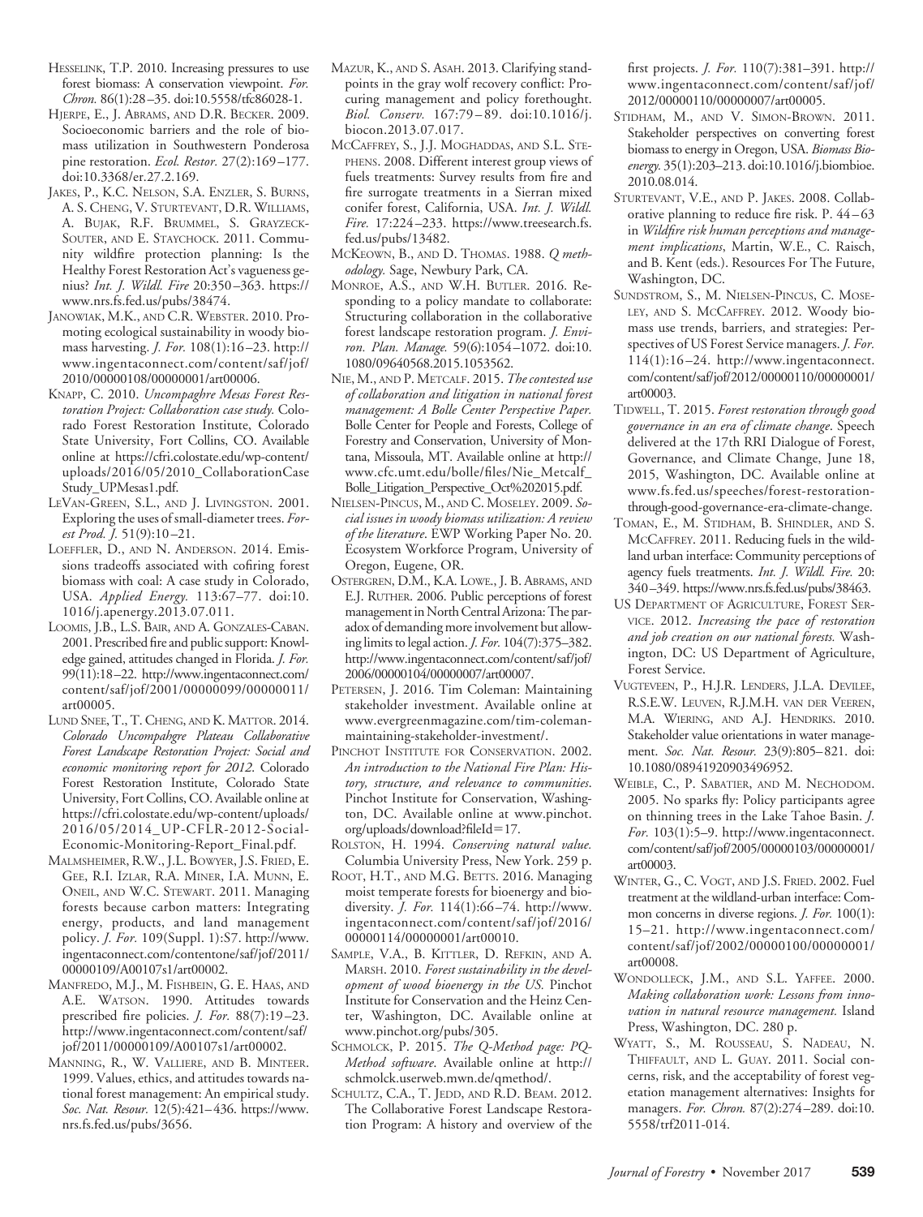Hesselink, T.P. 2010. Increasing pressures to use forest biomass: A conservation viewpoint. *For. Chron.* 86(1):28–35. doi:10.5558/tfc86028-1.

Hjerpe, E., J. Abrams, and D.R. Becker. 2009. Socioeconomic barriers and the role of biomass utilization in Southwestern Ponderosa pine restoration. *Ecol. Restor.* 27(2):169–177. doi:10.3368/er.27.2.169.

Jakes, P., K.C. Nelson, S.A. Enzler, S. Burns, A. S. Cheng, V. Sturtevant, D.R. Williams, A. Bujak, R.F. Brummel, S. Grayzeck-Souter, and E. Staychock. 2011. Community wildfire protection planning: Is the Healthy Forest Restoration Act's vagueness genius? *Int. J. Wildl. Fire* 20:350–363. https://www.nrs.fs.fed.us/pubs/38474.

Janowiak, M.K., and C.R. Webster. 2010. Promoting ecological sustainability in woody biomass harvesting. *J. For.* 108(1):16–23. http://www.ingentaconnect.com/content/saf/jof/2010/00000108/00000001/art00006.

Knapp, C. 2010. *Uncompaghre Mesas Forest Restoration Project: Collaboration case study.* Colorado Forest Restoration Institute, Colorado State University, Fort Collins, CO. Available online at https://cfri.colostate.edu/wp-content/uploads/2016/05/2010_CollaborationCaseStudy_UPMesas1.pdf.

LeVan-Green, S.L., and J. Livingston. 2001. Exploring the uses of small-diameter trees. *Forest Prod. J.* 51(9):10–21.

Loeffler, D., and N. Anderson. 2014. Emissions tradeoffs associated with cofiring forest biomass with coal: A case study in Colorado, USA. *Applied Energy.* 113:67–77. doi:10.1016/j.apenergy.2013.07.011.

Loomis, J.B., L.S. Bair, and A. Gonzales-Caban. 2001. Prescribed fire and public support: Knowledge gained, attitudes changed in Florida. *J. For.* 99(11):18–22. http://www.ingentaconnect.com/content/saf/jof/2001/00000099/00000011/art00005.

Lund Snee, T., T. Cheng, and K. Mattor. 2014. *Colorado Uncompahgre Plateau Collaborative Forest Landscape Restoration Project: Social and economic monitoring report for 2012.* Colorado Forest Restoration Institute, Colorado State University, Fort Collins, CO. Available online at https://cfri.colostate.edu/wp-content/uploads/2016/05/2014_UP-CFLR-2012-Social-Economic-Monitoring-Report_Final.pdf.

Malmsheimer, R.W., J.L. Bowyer, J.S. Fried, E. Gee, R.I. Izlar, R.A. Miner, I.A. Munn, E. Oneil, and W.C. Stewart. 2011. Managing forests because carbon matters: Integrating energy, products, and land management policy. *J. For.* 109(Suppl. 1):S7. http://www.ingentaconnect.com/contentone/saf/jof/2011/00000109/A00107s1/art00002.

Manfredo, M.J., M. Fishbein, G. E. Haas, and A.E. Watson. 1990. Attitudes towards prescribed fire policies. *J. For.* 88(7):19–23. http://www.ingentaconnect.com/content/saf/jof/2011/00000109/A00107s1/art00002.

Manning, R., W. Valliere, and B. Minteer. 1999. Values, ethics, and attitudes towards national forest management: An empirical study. *Soc. Nat. Resour.* 12(5):421–436. https://www.nrs.fs.fed.us/pubs/3656.

Mazur, K., and S. Asah. 2013. Clarifying standpoints in the gray wolf recovery conflict: Procuring management and policy forethought. *Biol. Conserv.* 167:79–89. doi:10.1016/j.biocon.2013.07.017.

McCaffrey, S., J.J. Moghaddas, and S.L. Stephens. 2008. Different interest group views of fuels treatments: Survey results from fire and fire surrogate treatments in a Sierran mixed conifer forest, California, USA. *Int. J. Wildl. Fire.* 17:224–233. https://www.treesearch.fs.fed.us/pubs/13482.

McKeown, B., and D. Thomas. 1988. *Q methodology.* Sage, Newbury Park, CA.

Monroe, A.S., and W.H. Butler. 2016. Responding to a policy mandate to collaborate: Structuring collaboration in the collaborative forest landscape restoration program. *J. Environ. Plan. Manage.* 59(6):1054–1072. doi:10.1080/09640568.2015.1053562.

Nie, M., and P. Metcalf. 2015. *The contested use of collaboration and litigation in national forest management: A Bolle Center Perspective Paper.* Bolle Center for People and Forests, College of Forestry and Conservation, University of Montana, Missoula, MT. Available online at http://www.cfc.umt.edu/bolle/files/Nie_Metcalf_Bolle_Litigation_Perspective_Oct%202015.pdf.

Nielsen-Pincus, M., and C. Moseley. 2009. *Social issues in woody biomass utilization: A review of the literature.* EWP Working Paper No. 20. Ecosystem Workforce Program, University of Oregon, Eugene, OR.

Ostergren, D.M., K.A. Lowe., J. B. Abrams, and E.J. Ruther. 2006. Public perceptions of forest management in North Central Arizona: The paradox of demanding more involvement but allowing limits to legal action. *J. For.* 104(7):375–382. http://www.ingentaconnect.com/content/saf/jof/2006/00000104/00000007/art00007.

Petersen, J. 2016. Tim Coleman: Maintaining stakeholder investment. Available online at www.evergreenmagazine.com/tim-coleman-maintaining-stakeholder-investment/.

Pinchot Institute for Conservation. 2002. *An introduction to the National Fire Plan: History, structure, and relevance to communities.* Pinchot Institute for Conservation, Washington, DC. Available online at www.pinchot.org/uploads/download?fileId=17.

Rolston, H. 1994. *Conserving natural value.* Columbia University Press, New York. 259 p.

Root, H.T., and M.G. Betts. 2016. Managing moist temperate forests for bioenergy and biodiversity. *J. For.* 114(1):66–74. http://www.ingentaconnect.com/content/saf/jof/2016/00000114/00000001/art00010.

Sample, V.A., B. Kittler, D. Refkin, and A. Marsh. 2010. *Forest sustainability in the development of wood bioenergy in the US.* Pinchot Institute for Conservation and the Heinz Center, Washington, DC. Available online at www.pinchot.org/pubs/305.

Schmolck, P. 2015. *The Q-Method page: PQ-Method software.* Available online at http://schmolck.userweb.mwn.de/qmethod/.

Schultz, C.A., T. Jedd, and R.D. Beam. 2012. The Collaborative Forest Landscape Restoration Program: A history and overview of the first projects. *J. For.* 110(7):381–391. http://www.ingentaconnect.com/content/saf/jof/2012/00000110/00000007/art00005.

Stidham, M., and V. Simon-Brown. 2011. Stakeholder perspectives on converting forest biomass to energy in Oregon, USA. *Biomass Bioenergy.* 35(1):203–213. doi:10.1016/j.biombioe.2010.08.014.

Sturtevant, V.E., and P. Jakes. 2008. Collaborative planning to reduce fire risk. P. 44–63 in *Wildfire risk human perceptions and management implications*, Martin, W.E., C. Raisch, and B. Kent (eds.). Resources For The Future, Washington, DC.

Sundstrom, S., M. Nielsen-Pincus, C. Moseley, and S. McCaffrey. 2012. Woody biomass use trends, barriers, and strategies: Perspectives of US Forest Service managers. *J. For.* 114(1):16–24. http://www.ingentaconnect.com/content/saf/jof/2012/00000110/00000001/art00003.

Tidwell, T. 2015. *Forest restoration through good governance in an era of climate change.* Speech delivered at the 17th RRI Dialogue of Forest, Governance, and Climate Change, June 18, 2015, Washington, DC. Available online at www.fs.fed.us/speeches/forest-restoration-through-good-governance-era-climate-change.

Toman, E., M. Stidham, B. Shindler, and S. McCaffrey. 2011. Reducing fuels in the wildland urban interface: Community perceptions of agency fuels treatments. *Int. J. Wildl. Fire.* 20:340–349. https://www.nrs.fs.fed.us/pubs/38463.

US Department of Agriculture, Forest Service. 2012. *Increasing the pace of restoration and job creation on our national forests.* Washington, DC: US Department of Agriculture, Forest Service.

Vugteveen, P., H.J.R. Lenders, J.L.A. Devilee, R.S.E.W. Leuven, R.J.M.H. van der Veeren, M.A. Wiering, and A.J. Hendriks. 2010. Stakeholder value orientations in water management. *Soc. Nat. Resour.* 23(9):805–821. doi:10.1080/08941920903496952.

Weible, C., P. Sabatier, and M. Nechodom. 2005. No sparks fly: Policy participants agree on thinning trees in the Lake Tahoe Basin. *J. For.* 103(1):5–9. http://www.ingentaconnect.com/content/saf/jof/2005/00000103/00000001/art00003.

Winter, G., C. Vogt, and J.S. Fried. 2002. Fuel treatment at the wildland-urban interface: Common concerns in diverse regions. *J. For.* 100(1):15–21. http://www.ingentaconnect.com/content/saf/jof/2002/00000100/00000001/art00008.

Wondolleck, J.M., and S.L. Yaffee. 2000. *Making collaboration work: Lessons from innovation in natural resource management.* Island Press, Washington, DC. 280 p.

Wyatt, S., M. Rousseau, S. Nadeau, N. Thiffault, and L. Guay. 2011. Social concerns, risk, and the acceptability of forest vegetation management alternatives: Insights for managers. *For. Chron.* 87(2):274–289. doi:10.5558/trf2011-014.